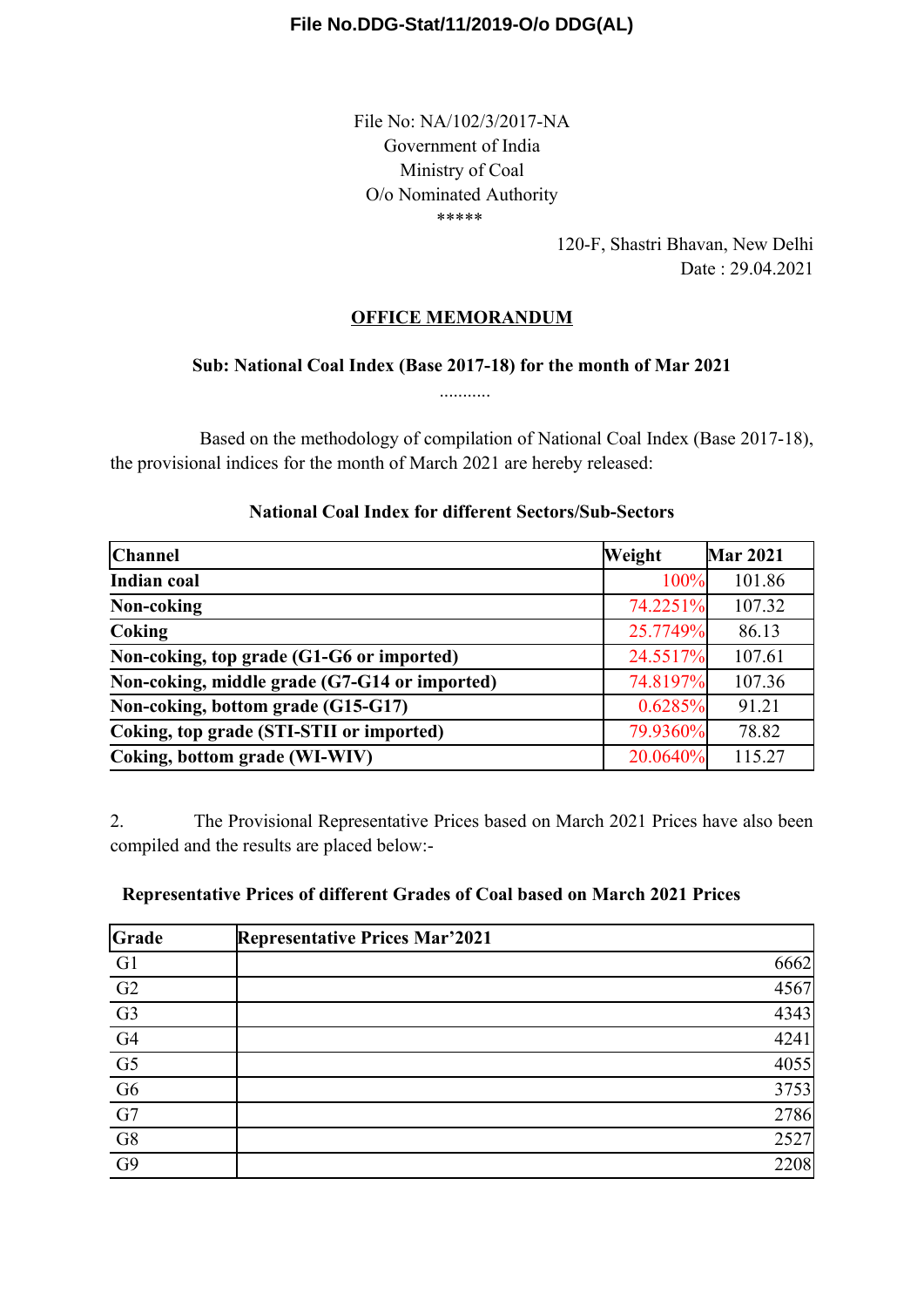File No.DDG-Stat/11/2019-O/o DDG(AL)

File No: NA/102/3/2017-NA
Government of India
Ministry of Coal
O/o Nominated Authority
*****

120-F, Shastri Bhavan, New Delhi
Date : 29.04.2021

## OFFICE MEMORANDUM

### Sub: National Coal Index (Base 2017-18) for the month of Mar 2021

...........

Based on the methodology of compilation of National Coal Index (Base 2017-18), the provisional indices for the month of March 2021 are hereby released:

**National Coal Index for different Sectors/Sub-Sectors**

| Channel | Weight | Mar 2021 |
|---|---|---|
| **Indian coal** | 100% | 101.86 |
| **Non-coking** | 74.2251% | 107.32 |
| **Coking** | 25.7749% | 86.13 |
| **Non-coking, top grade (G1-G6 or imported)** | 24.5517% | 107.61 |
| **Non-coking, middle grade (G7-G14 or imported)** | 74.8197% | 107.36 |
| **Non-coking, bottom grade (G15-G17)** | 0.6285% | 91.21 |
| **Coking, top grade (STI-STII or imported)** | 79.9360% | 78.82 |
| **Coking, bottom grade (WI-WIV)** | 20.0640% | 115.27 |

2. The Provisional Representative Prices based on March 2021 Prices have also been compiled and the results are placed below:-

**Representative Prices of different Grades of Coal based on March 2021 Prices**

| Grade | Representative Prices Mar'2021 |
|---|---|
| G1 | 6662 |
| G2 | 4567 |
| G3 | 4343 |
| G4 | 4241 |
| G5 | 4055 |
| G6 | 3753 |
| G7 | 2786 |
| G8 | 2527 |
| G9 | 2208 |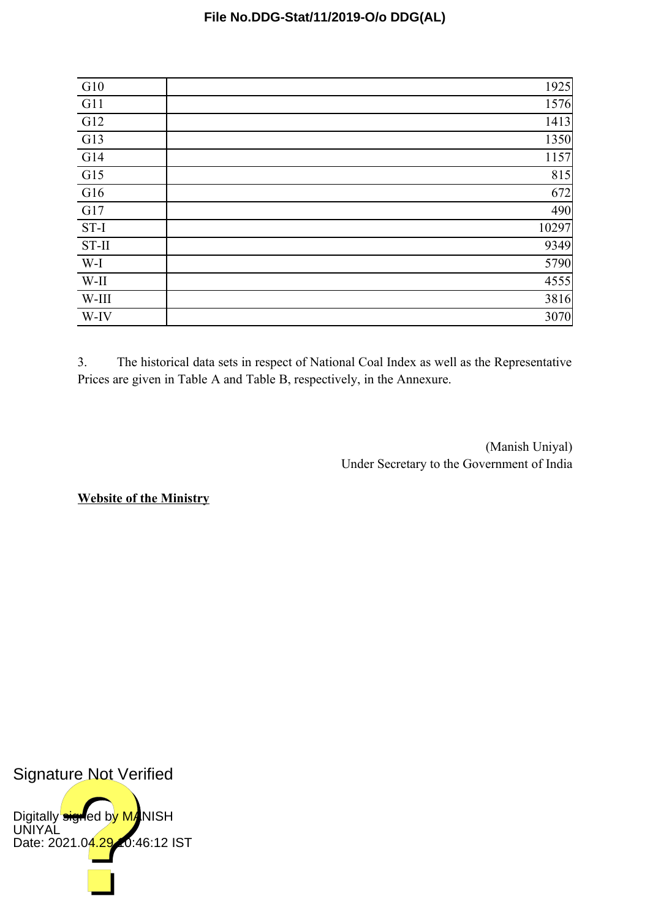| | |
|---|---|
| G10 | 1925 |
| G11 | 1576 |
| G12 | 1413 |
| G13 | 1350 |
| G14 | 1157 |
| G15 | 815 |
| G16 | 672 |
| G17 | 490 |
| ST-I | 10297 |
| ST-II | 9349 |
| W-I | 5790 |
| W-II | 4555 |
| W-III | 3816 |
| W-IV | 3070 |

3. The historical data sets in respect of National Coal Index as well as the Representative Prices are given in Table A and Table B, respectively, in the Annexure.

(Manish Uniyal)
Under Secretary to the Government of India

**Website of the Ministry**

Signature Not Verified

Digitally signed by MANISH UNIYAL
Date: 2021.04.29 10:46:12 IST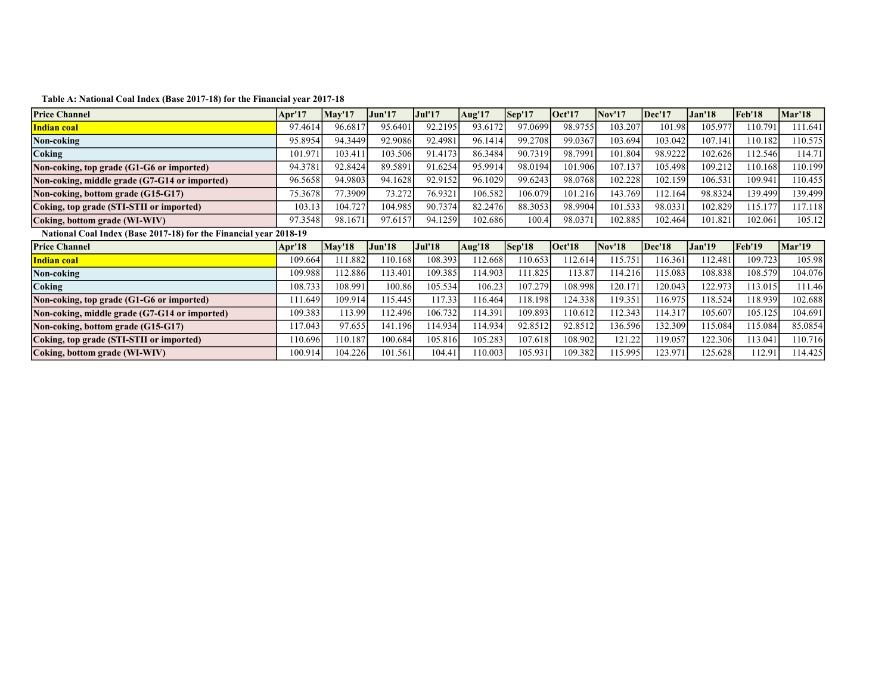**Table A: National Coal Index (Base 2017-18) for the Financial year 2017-18**

| Price Channel | Apr'17 | May'17 | Jun'17 | Jul'17 | Aug'17 | Sep'17 | Oct'17 | Nov'17 | Dec'17 | Jan'18 | Feb'18 | Mar'18 |
|---|---|---|---|---|---|---|---|---|---|---|---|---|
| **Indian coal** | 97.4614 | 96.6817 | 95.6401 | 92.2195 | 93.6172 | 97.0699 | 98.9755 | 103.207 | 101.98 | 105.977 | 110.791 | 111.641 |
| **Non-coking** | 95.8954 | 94.3449 | 92.9086 | 92.4981 | 96.1414 | 99.2708 | 99.0367 | 103.694 | 103.042 | 107.141 | 110.182 | 110.575 |
| **Coking** | 101.971 | 103.411 | 103.506 | 91.4173 | 86.3484 | 90.7319 | 98.7991 | 101.804 | 98.9222 | 102.626 | 112.546 | 114.71 |
| **Non-coking, top grade (G1-G6 or imported)** | 94.3781 | 92.8424 | 89.5891 | 91.6254 | 95.9914 | 98.0194 | 101.906 | 107.137 | 105.498 | 109.212 | 110.168 | 110.199 |
| **Non-coking, middle grade (G7-G14 or imported)** | 96.5658 | 94.9803 | 94.1628 | 92.9152 | 96.1029 | 99.6243 | 98.0768 | 102.228 | 102.159 | 106.531 | 109.941 | 110.455 |
| **Non-coking, bottom grade (G15-G17)** | 75.3678 | 77.3909 | 73.272 | 76.9321 | 106.582 | 106.079 | 101.216 | 143.769 | 112.164 | 98.8324 | 139.499 | 139.499 |
| **Coking, top grade (STI-STII or imported)** | 103.13 | 104.727 | 104.985 | 90.7374 | 82.2476 | 88.3053 | 98.9904 | 101.533 | 98.0331 | 102.829 | 115.177 | 117.118 |
| **Coking, bottom grade (WI-WIV)** | 97.3548 | 98.1671 | 97.6157 | 94.1259 | 102.686 | 100.4 | 98.0371 | 102.885 | 102.464 | 101.821 | 102.061 | 105.12 |

**National Coal Index (Base 2017-18) for the Financial year 2018-19**

| Price Channel | Apr'18 | May'18 | Jun'18 | Jul'18 | Aug'18 | Sep'18 | Oct'18 | Nov'18 | Dec'18 | Jan'19 | Feb'19 | Mar'19 |
|---|---|---|---|---|---|---|---|---|---|---|---|---|
| **Indian coal** | 109.664 | 111.882 | 110.168 | 108.393 | 112.668 | 110.653 | 112.614 | 115.751 | 116.361 | 112.481 | 109.723 | 105.98 |
| **Non-coking** | 109.988 | 112.886 | 113.401 | 109.385 | 114.903 | 111.825 | 113.87 | 114.216 | 115.083 | 108.838 | 108.579 | 104.076 |
| **Coking** | 108.733 | 108.991 | 100.86 | 105.534 | 106.23 | 107.279 | 108.998 | 120.171 | 120.043 | 122.973 | 113.015 | 111.46 |
| **Non-coking, top grade (G1-G6 or imported)** | 111.649 | 109.914 | 115.445 | 117.33 | 116.464 | 118.198 | 124.338 | 119.351 | 116.975 | 118.524 | 118.939 | 102.688 |
| **Non-coking, middle grade (G7-G14 or imported)** | 109.383 | 113.99 | 112.496 | 106.732 | 114.391 | 109.893 | 110.612 | 112.343 | 114.317 | 105.607 | 105.125 | 104.691 |
| **Non-coking, bottom grade (G15-G17)** | 117.043 | 97.655 | 141.196 | 114.934 | 114.934 | 92.8512 | 92.8512 | 136.596 | 132.309 | 115.084 | 115.084 | 85.0854 |
| **Coking, top grade (STI-STII or imported)** | 110.696 | 110.187 | 100.684 | 105.816 | 105.283 | 107.618 | 108.902 | 121.22 | 119.057 | 122.306 | 113.041 | 110.716 |
| **Coking, bottom grade (WI-WIV)** | 100.914 | 104.226 | 101.561 | 104.41 | 110.003 | 105.931 | 109.382 | 115.995 | 123.971 | 125.628 | 112.91 | 114.425 |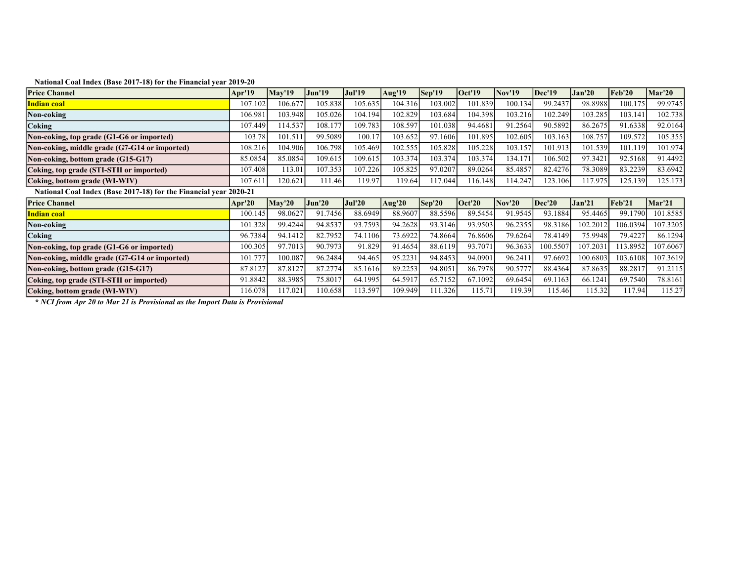**National Coal Index (Base 2017-18) for the Financial year 2019-20**

| Price Channel | Apr'19 | May'19 | Jun'19 | Jul'19 | Aug'19 | Sep'19 | Oct'19 | Nov'19 | Dec'19 | Jan'20 | Feb'20 | Mar'20 |
|---|---|---|---|---|---|---|---|---|---|---|---|---|
| Indian coal | 107.102 | 106.677 | 105.838 | 105.635 | 104.316 | 103.002 | 101.839 | 100.134 | 99.2437 | 98.8988 | 100.175 | 99.9745 |
| Non-coking | 106.981 | 103.948 | 105.026 | 104.194 | 102.829 | 103.684 | 104.398 | 103.216 | 102.249 | 103.285 | 103.141 | 102.738 |
| Coking | 107.449 | 114.537 | 108.177 | 109.783 | 108.597 | 101.038 | 94.4681 | 91.2564 | 90.5892 | 86.2675 | 91.6338 | 92.0164 |
| Non-coking, top grade (G1-G6 or imported) | 103.78 | 101.511 | 99.5089 | 100.17 | 103.652 | 97.1606 | 101.895 | 102.605 | 103.163 | 108.757 | 109.572 | 105.355 |
| Non-coking, middle grade (G7-G14 or imported) | 108.216 | 104.906 | 106.798 | 105.469 | 102.555 | 105.828 | 105.228 | 103.157 | 101.913 | 101.539 | 101.119 | 101.974 |
| Non-coking, bottom grade (G15-G17) | 85.0854 | 85.0854 | 109.615 | 109.615 | 103.374 | 103.374 | 103.374 | 134.171 | 106.502 | 97.3421 | 92.5168 | 91.4492 |
| Coking, top grade (STI-STII or imported) | 107.408 | 113.01 | 107.353 | 107.226 | 105.825 | 97.0207 | 89.0264 | 85.4857 | 82.4276 | 78.3089 | 83.2239 | 83.6942 |
| Coking, bottom grade (WI-WIV) | 107.611 | 120.621 | 111.46 | 119.97 | 119.64 | 117.044 | 116.148 | 114.247 | 123.106 | 117.975 | 125.139 | 125.173 |

**National Coal Index (Base 2017-18) for the Financial year 2020-21**

| Price Channel | Apr'20 | May'20 | Jun'20 | Jul'20 | Aug'20 | Sep'20 | Oct'20 | Nov'20 | Dec'20 | Jan'21 | Feb'21 | Mar'21 |
|---|---|---|---|---|---|---|---|---|---|---|---|---|
| Indian coal | 100.145 | 98.0627 | 91.7456 | 88.6949 | 88.9607 | 88.5596 | 89.5454 | 91.9545 | 93.1884 | 95.4465 | 99.1790 | 101.8585 |
| Non-coking | 101.328 | 99.4244 | 94.8537 | 93.7593 | 94.2628 | 93.3146 | 93.9503 | 96.2355 | 98.3186 | 102.2012 | 106.0394 | 107.3205 |
| Coking | 96.7384 | 94.1412 | 82.7952 | 74.1106 | 73.6922 | 74.8664 | 76.8606 | 79.6264 | 78.4149 | 75.9948 | 79.4227 | 86.1294 |
| Non-coking, top grade (G1-G6 or imported) | 100.305 | 97.7013 | 90.7973 | 91.829 | 91.4654 | 88.6119 | 93.7071 | 96.3633 | 100.5507 | 107.2031 | 113.8952 | 107.6067 |
| Non-coking, middle grade (G7-G14 or imported) | 101.777 | 100.087 | 96.2484 | 94.465 | 95.2231 | 94.8453 | 94.0901 | 96.2411 | 97.6692 | 100.6803 | 103.6108 | 107.3619 |
| Non-coking, bottom grade (G15-G17) | 87.8127 | 87.8127 | 87.2774 | 85.1616 | 89.2253 | 94.8051 | 86.7978 | 90.5777 | 88.4364 | 87.8635 | 88.2817 | 91.2115 |
| Coking, top grade (STI-STII or imported) | 91.8842 | 88.3985 | 75.8017 | 64.1995 | 64.5917 | 65.7152 | 67.1092 | 69.6454 | 69.1163 | 66.1241 | 69.7540 | 78.8161 |
| Coking, bottom grade (WI-WIV) | 116.078 | 117.021 | 110.658 | 113.597 | 109.949 | 111.326 | 115.71 | 119.39 | 115.46 | 115.32 | 117.94 | 115.27 |

*** NCI from Apr 20 to Mar 21 is Provisional as the Import Data is Provisional***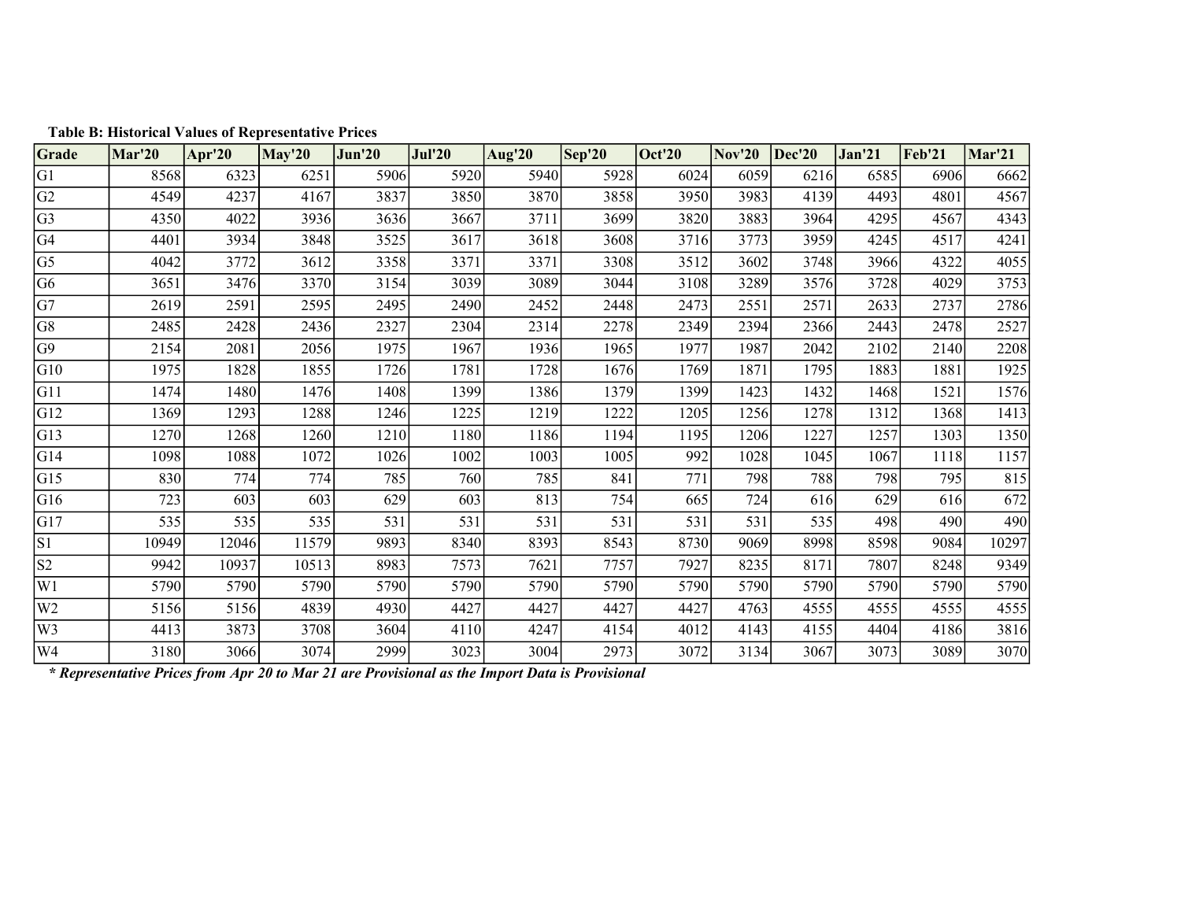**Table B: Historical Values of Representative Prices**

| Grade | Mar'20 | Apr'20 | May'20 | Jun'20 | Jul'20 | Aug'20 | Sep'20 | Oct'20 | Nov'20 | Dec'20 | Jan'21 | Feb'21 | Mar'21 |
|---|---|---|---|---|---|---|---|---|---|---|---|---|---|
| G1 | 8568 | 6323 | 6251 | 5906 | 5920 | 5940 | 5928 | 6024 | 6059 | 6216 | 6585 | 6906 | 6662 |
| G2 | 4549 | 4237 | 4167 | 3837 | 3850 | 3870 | 3858 | 3950 | 3983 | 4139 | 4493 | 4801 | 4567 |
| G3 | 4350 | 4022 | 3936 | 3636 | 3667 | 3711 | 3699 | 3820 | 3883 | 3964 | 4295 | 4567 | 4343 |
| G4 | 4401 | 3934 | 3848 | 3525 | 3617 | 3618 | 3608 | 3716 | 3773 | 3959 | 4245 | 4517 | 4241 |
| G5 | 4042 | 3772 | 3612 | 3358 | 3371 | 3371 | 3308 | 3512 | 3602 | 3748 | 3966 | 4322 | 4055 |
| G6 | 3651 | 3476 | 3370 | 3154 | 3039 | 3089 | 3044 | 3108 | 3289 | 3576 | 3728 | 4029 | 3753 |
| G7 | 2619 | 2591 | 2595 | 2495 | 2490 | 2452 | 2448 | 2473 | 2551 | 2571 | 2633 | 2737 | 2786 |
| G8 | 2485 | 2428 | 2436 | 2327 | 2304 | 2314 | 2278 | 2349 | 2394 | 2366 | 2443 | 2478 | 2527 |
| G9 | 2154 | 2081 | 2056 | 1975 | 1967 | 1936 | 1965 | 1977 | 1987 | 2042 | 2102 | 2140 | 2208 |
| G10 | 1975 | 1828 | 1855 | 1726 | 1781 | 1728 | 1676 | 1769 | 1871 | 1795 | 1883 | 1881 | 1925 |
| G11 | 1474 | 1480 | 1476 | 1408 | 1399 | 1386 | 1379 | 1399 | 1423 | 1432 | 1468 | 1521 | 1576 |
| G12 | 1369 | 1293 | 1288 | 1246 | 1225 | 1219 | 1222 | 1205 | 1256 | 1278 | 1312 | 1368 | 1413 |
| G13 | 1270 | 1268 | 1260 | 1210 | 1180 | 1186 | 1194 | 1195 | 1206 | 1227 | 1257 | 1303 | 1350 |
| G14 | 1098 | 1088 | 1072 | 1026 | 1002 | 1003 | 1005 | 992 | 1028 | 1045 | 1067 | 1118 | 1157 |
| G15 | 830 | 774 | 774 | 785 | 760 | 785 | 841 | 771 | 798 | 788 | 798 | 795 | 815 |
| G16 | 723 | 603 | 603 | 629 | 603 | 813 | 754 | 665 | 724 | 616 | 629 | 616 | 672 |
| G17 | 535 | 535 | 535 | 531 | 531 | 531 | 531 | 531 | 531 | 535 | 498 | 490 | 490 |
| S1 | 10949 | 12046 | 11579 | 9893 | 8340 | 8393 | 8543 | 8730 | 9069 | 8998 | 8598 | 9084 | 10297 |
| S2 | 9942 | 10937 | 10513 | 8983 | 7573 | 7621 | 7757 | 7927 | 8235 | 8171 | 7807 | 8248 | 9349 |
| W1 | 5790 | 5790 | 5790 | 5790 | 5790 | 5790 | 5790 | 5790 | 5790 | 5790 | 5790 | 5790 | 5790 |
| W2 | 5156 | 5156 | 4839 | 4930 | 4427 | 4427 | 4427 | 4427 | 4763 | 4555 | 4555 | 4555 | 4555 |
| W3 | 4413 | 3873 | 3708 | 3604 | 4110 | 4247 | 4154 | 4012 | 4143 | 4155 | 4404 | 4186 | 3816 |
| W4 | 3180 | 3066 | 3074 | 2999 | 3023 | 3004 | 2973 | 3072 | 3134 | 3067 | 3073 | 3089 | 3070 |

***\* Representative Prices from Apr 20 to Mar 21 are Provisional as the Import Data is Provisional***